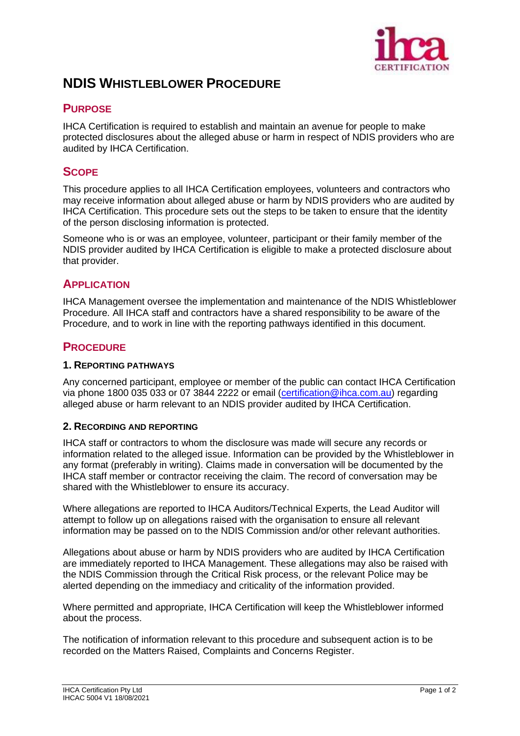# NDIS Whistleblower Procedure

## Purpose

IHCA Certification is required to establish and maintain an avenue for people to make protected disclosures about the alleged abuse or harm in respect of NDIS providers who are audited by IHCA Certification.

## Scope

This procedure applies to all IHCA Certification employees, volunteers and contractors who may receive information about alleged abuse or harm by NDIS providers who are audited by IHCA Certification. This procedure sets out the steps to be taken to ensure that the identity of the person disclosing information is protected.

Someone who is or was an employee, volunteer, participant or their family member of the NDIS provider audited by IHCA Certification is eligible to make a protected disclosure about that provider.

## Application

IHCA Management oversee the implementation and maintenance of the NDIS Whistleblower Procedure. All IHCA staff and contractors have a shared responsibility to be aware of the Procedure, and to work in line with the reporting pathways identified in this document.

## Procedure

### 1. Reporting Pathways

Any concerned participant, employee or member of the public can contact IHCA Certification via phone 1800 035 033 or 07 3844 2222 or email (certification@ihca.com.au) regarding alleged abuse or harm relevant to an NDIS provider audited by IHCA Certification.

### 2. Recording and Reporting

IHCA staff or contractors to whom the disclosure was made will secure any records or information related to the alleged issue. Information can be provided by the Whistleblower in any format (preferably in writing). Claims made in conversation will be documented by the IHCA staff member or contractor receiving the claim. The record of conversation may be shared with the Whistleblower to ensure its accuracy.

Where allegations are reported to IHCA Auditors/Technical Experts, the Lead Auditor will attempt to follow up on allegations raised with the organisation to ensure all relevant information may be passed on to the NDIS Commission and/or other relevant authorities.

Allegations about abuse or harm by NDIS providers who are audited by IHCA Certification are immediately reported to IHCA Management. These allegations may also be raised with the NDIS Commission through the Critical Risk process, or the relevant Police may be alerted depending on the immediacy and criticality of the information provided.

Where permitted and appropriate, IHCA Certification will keep the Whistleblower informed about the process.

The notification of information relevant to this procedure and subsequent action is to be recorded on the Matters Raised, Complaints and Concerns Register.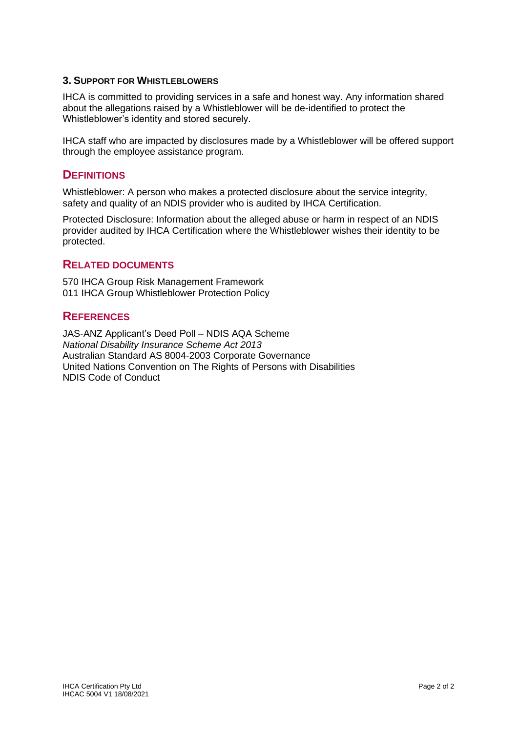### 3. Support for Whistleblowers

IHCA is committed to providing services in a safe and honest way. Any information shared about the allegations raised by a Whistleblower will be de-identified to protect the Whistleblower's identity and stored securely.

IHCA staff who are impacted by disclosures made by a Whistleblower will be offered support through the employee assistance program.

## Definitions

Whistleblower: A person who makes a protected disclosure about the service integrity, safety and quality of an NDIS provider who is audited by IHCA Certification.

Protected Disclosure: Information about the alleged abuse or harm in respect of an NDIS provider audited by IHCA Certification where the Whistleblower wishes their identity to be protected.

## Related Documents

570 IHCA Group Risk Management Framework
011 IHCA Group Whistleblower Protection Policy

## References

JAS-ANZ Applicant's Deed Poll – NDIS AQA Scheme
*National Disability Insurance Scheme Act 2013*
Australian Standard AS 8004-2003 Corporate Governance
United Nations Convention on The Rights of Persons with Disabilities
NDIS Code of Conduct